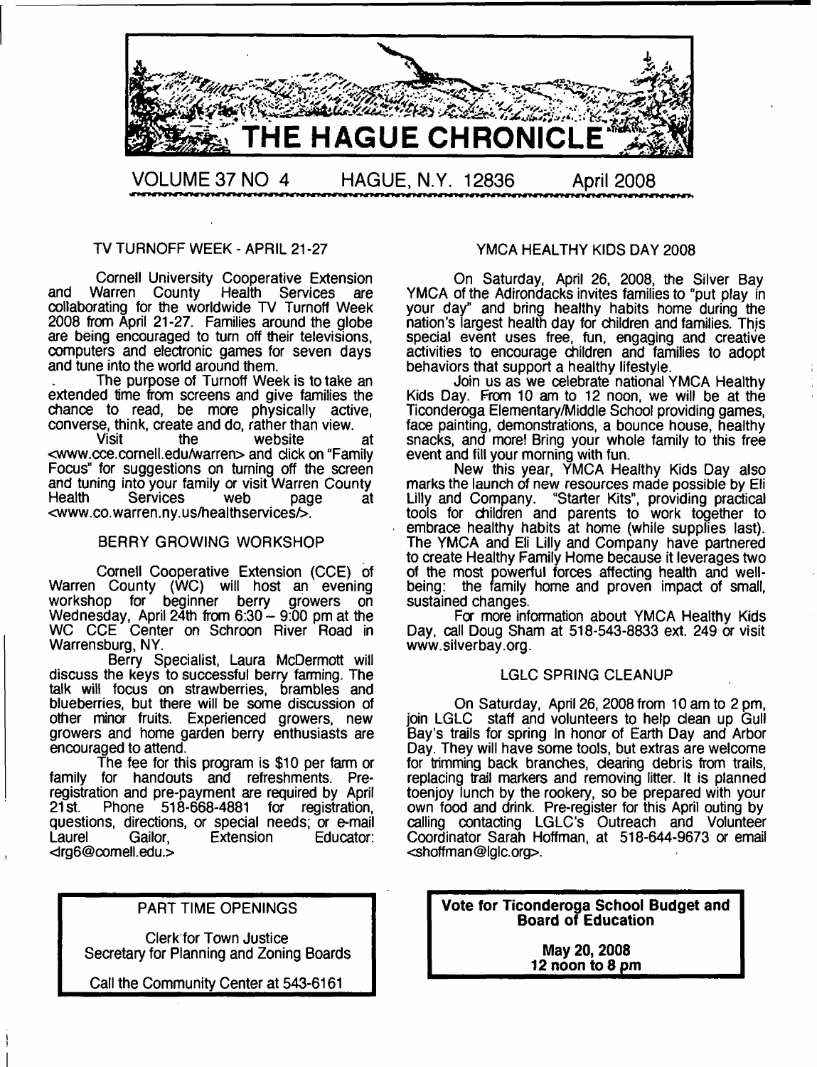# THE HAGUE CHRONICLE

VOLUME 37 NO 4 HAGUE, N.Y. 12836 April 2008

## TV TURNOFF WEEK - APRIL 21-27

Cornell University Cooperative Extension and Warren County Health Services are collaborating for the worldwide TV Turnoff Week 2008 from April 21-27. Families around the globe are being encouraged to turn off their televisions, computers and electronic games for seven days and tune into the world around them.

The purpose of Turnoff Week is to take an extended time from screens and give families the chance to read, be more physically active, converse, think, create and do, rather than view.

Visit the website at <www.cce.cornell.edu/warren> and click on "Family Focus" for suggestions on turning off the screen and tuning into your family or visit Warren County Health Services web page at <www.co.warren.ny.us/healthservices/>.

## BERRY GROWING WORKSHOP

Cornell Cooperative Extension (CCE) of Warren County (WC) will host an evening workshop for beginner berry growers on Wednesday, April 24th from 6:30 – 9:00 pm at the WC CCE Center on Schroon River Road in Warrensburg, NY.

Berry Specialist, Laura McDermott will discuss the keys to successful berry farming. The talk will focus on strawberries, brambles and blueberries, but there will be some discussion of other minor fruits. Experienced growers, new growers and home garden berry enthusiasts are encouraged to attend.

The fee for this program is $10 per farm or family for handouts and refreshments. Pre-registration and pre-payment are required by April 21st. Phone 518-668-4881 for registration, questions, directions, or special needs; or e-mail Laurel Gailor, Extension Educator: <lrg6@cornell.edu.>

## YMCA HEALTHY KIDS DAY 2008

On Saturday, April 26, 2008, the Silver Bay YMCA of the Adirondacks invites families to "put play in your day" and bring healthy habits home during the nation's largest health day for children and families. This special event uses free, fun, engaging and creative activities to encourage children and families to adopt behaviors that support a healthy lifestyle.

Join us as we celebrate national YMCA Healthy Kids Day. From 10 am to 12 noon, we will be at the Ticonderoga Elementary/Middle School providing games, face painting, demonstrations, a bounce house, healthy snacks, and more! Bring your whole family to this free event and fill your morning with fun.

New this year, YMCA Healthy Kids Day also marks the launch of new resources made possible by Eli Lilly and Company. "Starter Kits", providing practical tools for children and parents to work together to embrace healthy habits at home (while supplies last). The YMCA and Eli Lilly and Company have partnered to create Healthy Family Home because it leverages two of the most powerful forces affecting health and well-being: the family home and proven impact of small, sustained changes.

For more information about YMCA Healthy Kids Day, call Doug Sham at 518-543-8833 ext. 249 or visit www.silverbay.org.

## LGLC SPRING CLEANUP

On Saturday, April 26, 2008 from 10 am to 2 pm, join LGLC staff and volunteers to help clean up Gull Bay's trails for spring In honor of Earth Day and Arbor Day. They will have some tools, but extras are welcome for trimming back branches, clearing debris from trails, replacing trail markers and removing litter. It is planned toenjoy lunch by the rookery, so be prepared with your own food and drink. Pre-register for this April outing by calling contacting LGLC's Outreach and Volunteer Coordinator Sarah Hoffman, at 518-644-9673 or email <shoffman@lglc.org>.

**PART TIME OPENINGS**

Clerk for Town Justice
Secretary for Planning and Zoning Boards

Call the Community Center at 543-6161

**Vote for Ticonderoga School Budget and Board of Education**

**May 20, 2008**
**12 noon to 8 pm**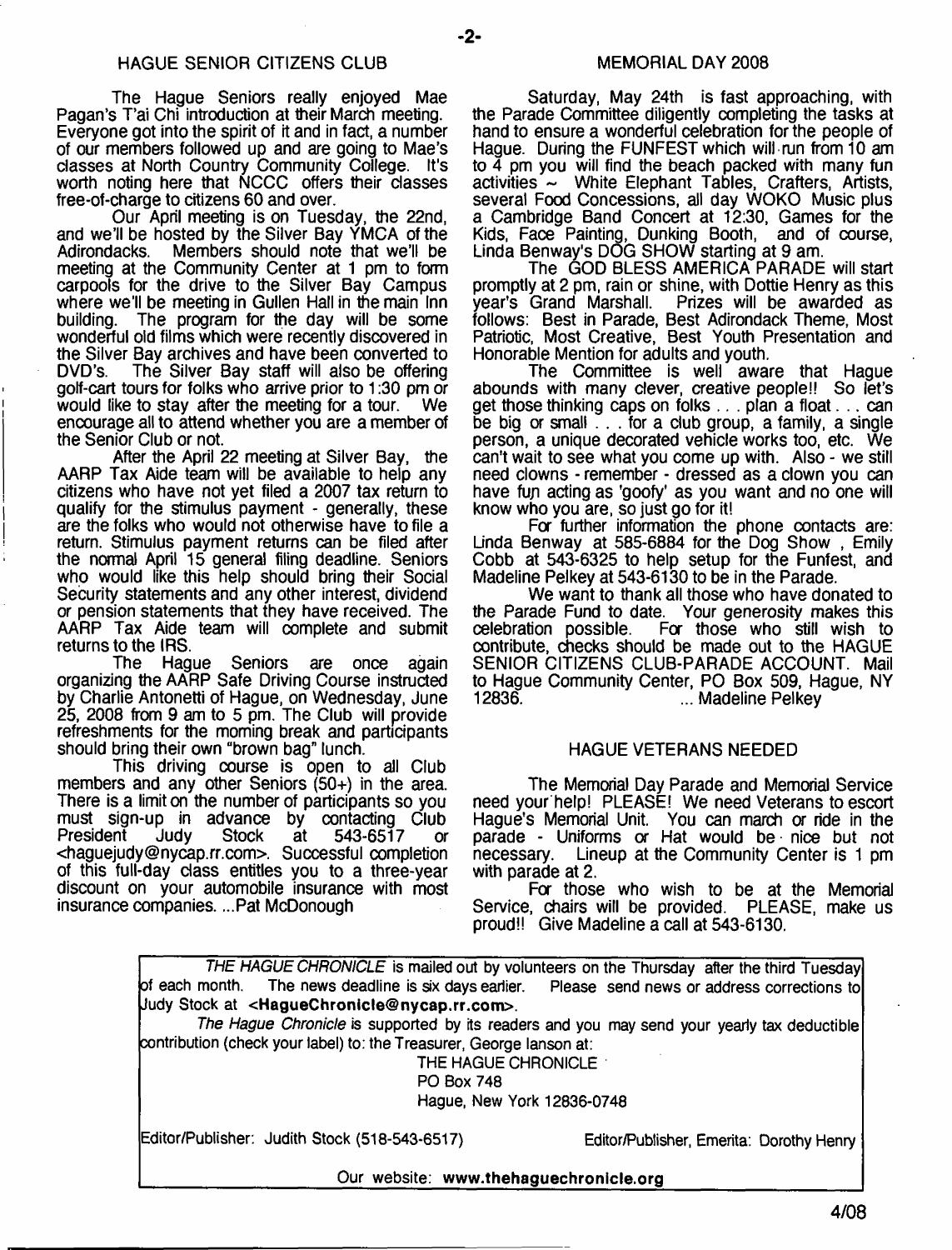## HAGUE SENIOR CITIZENS CLUB

The Hague Seniors really enjoyed Mae Pagan's T'ai Chi introduction at their March meeting. Everyone got into the spirit of it and in fact, a number of our members followed up and are going to Mae's classes at North Country Community College. It's worth noting here that NCCC offers their classes free-of-charge to citizens 60 and over.

Our April meeting is on Tuesday, the 22nd, and we'll be hosted by the Silver Bay YMCA of the Adirondacks. Members should note that we'll be meeting at the Community Center at 1 pm to form carpools for the drive to the Silver Bay Campus where we'll be meeting in Gullen Hall in the main Inn building. The program for the day will be some wonderful old films which were recently discovered in the Silver Bay archives and have been converted to DVD's. The Silver Bay staff will also be offering golf-cart tours for folks who arrive prior to 1:30 pm or would like to stay after the meeting for a tour. We encourage all to attend whether you are a member of the Senior Club or not.

After the April 22 meeting at Silver Bay, the AARP Tax Aide team will be available to help any citizens who have not yet filed a 2007 tax return to qualify for the stimulus payment - generally, these are the folks who would not otherwise have to file a return. Stimulus payment returns can be filed after the normal April 15 general filing deadline. Seniors who would like this help should bring their Social Security statements and any other interest, dividend or pension statements that they have received. The AARP Tax Aide team will complete and submit returns to the IRS.

The Hague Seniors are once again organizing the AARP Safe Driving Course instructed by Charlie Antonetti of Hague, on Wednesday, June 25, 2008 from 9 am to 5 pm. The Club will provide refreshments for the morning break and participants should bring their own "brown bag" lunch.

This driving course is open to all Club members and any other Seniors (50+) in the area. There is a limit on the number of participants so you must sign-up in advance by contacting Club President Judy Stock at 543-6517 or <haguejudy@nycap.rr.com>. Successful completion of this full-day class entitles you to a three-year discount on your automobile insurance with most insurance companies. ...Pat McDonough

## MEMORIAL DAY 2008

Saturday, May 24th is fast approaching, with the Parade Committee diligently completing the tasks at hand to ensure a wonderful celebration for the people of Hague. During the FUNFEST which will run from 10 am to 4 pm you will find the beach packed with many fun activities ~ White Elephant Tables, Crafters, Artists, several Food Concessions, all day WOKO Music plus a Cambridge Band Concert at 12:30, Games for the Kids, Face Painting, Dunking Booth, and of course, Linda Benway's DOG SHOW starting at 9 am.

The GOD BLESS AMERICA PARADE will start promptly at 2 pm, rain or shine, with Dottie Henry as this year's Grand Marshall. Prizes will be awarded as follows: Best in Parade, Best Adirondack Theme, Most Patriotic, Most Creative, Best Youth Presentation and Honorable Mention for adults and youth.

The Committee is well aware that Hague abounds with many clever, creative people!! So let's get those thinking caps on folks . . . plan a float . . . can be big or small . . . for a club group, a family, a single person, a unique decorated vehicle works too, etc. We can't wait to see what you come up with. Also - we still need clowns - remember - dressed as a clown you can have fun acting as 'goofy' as you want and no one will know who you are, so just go for it!

For further information the phone contacts are: Linda Benway at 585-6884 for the Dog Show , Emily Cobb at 543-6325 to help setup for the Funfest, and Madeline Pelkey at 543-6130 to be in the Parade.

We want to thank all those who have donated to the Parade Fund to date. Your generosity makes this celebration possible. For those who still wish to contribute, checks should be made out to the HAGUE SENIOR CITIZENS CLUB-PARADE ACCOUNT. Mail to Hague Community Center, PO Box 509, Hague, NY 12836. ... Madeline Pelkey

## HAGUE VETERANS NEEDED

The Memorial Day Parade and Memorial Service need your help! PLEASE! We need Veterans to escort Hague's Memorial Unit. You can march or ride in the parade - Uniforms or Hat would be nice but not necessary. Lineup at the Community Center is 1 pm with parade at 2.

For those who wish to be at the Memorial Service, chairs will be provided. PLEASE, make us proud!! Give Madeline a call at 543-6130.

---

*THE HAGUE CHRONICLE* is mailed out by volunteers on the Thursday after the third Tuesday of each month. The news deadline is six days earlier. Please send news or address corrections to Judy Stock at **<HagueChronicle@nycap.rr.com>**.

*The Hague Chronicle* is supported by its readers and you may send your yearly tax deductible contribution (check your label) to: the Treasurer, George Ianson at:

THE HAGUE CHRONICLE
PO Box 748
Hague, New York 12836-0748

Editor/Publisher: Judith Stock (518-543-6517) Editor/Publisher, Emerita: Dorothy Henry

Our website: **www.thehaguechronicle.org**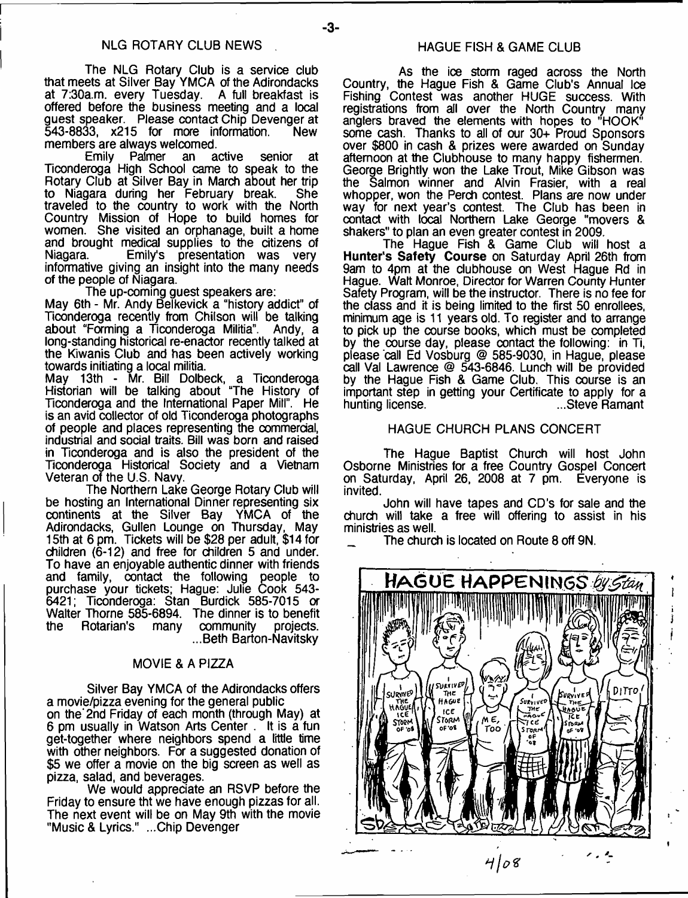## NLG ROTARY CLUB NEWS

The NLG Rotary Club is a service club that meets at Silver Bay YMCA of the Adirondacks at 7:30a.m. every Tuesday. A full breakfast is offered before the business meeting and a local guest speaker. Please contact Chip Devenger at 543-8833, x215 for more information. New members are always welcomed.

Emily Palmer an active senior at Ticonderoga High School came to speak to the Rotary Club at Silver Bay in March about her trip to Niagara during her February break. She traveled to the country to work with the North Country Mission of Hope to build homes for women. She visited an orphanage, built a home and brought medical supplies to the citizens of Niagara. Emily's presentation was very informative giving an insight into the many needs of the people of Niagara.

The up-coming guest speakers are:

May 6th - Mr. Andy Belkevick a "history addict" of Ticonderoga recently from Chilson will be talking about "Forming a Ticonderoga Militia". Andy, a long-standing historical re-enactor recently talked at the Kiwanis Club and has been actively working towards initiating a local militia.

May 13th - Mr. Bill Dolbeck, a Ticonderoga Historian will be talking about "The History of Ticonderoga and the International Paper Mill". He is an avid collector of old Ticonderoga photographs of people and places representing the commercial, industrial and social traits. Bill was born and raised in Ticonderoga and is also the president of the Ticonderoga Historical Society and a Vietnam Veteran of the U.S. Navy.

The Northern Lake George Rotary Club will be hosting an International Dinner representing six continents at the Silver Bay YMCA of the Adirondacks, Gullen Lounge on Thursday, May 15th at 6 pm. Tickets will be $28 per adult, $14 for children (6-12) and free for children 5 and under. To have an enjoyable authentic dinner with friends and family, contact the following people to purchase your tickets; Hague: Julie Cook 543-6421; Ticonderoga: Stan Burdick 585-7015 or Walter Thorne 585-6894. The dinner is to benefit the Rotarian's many community projects.

...Beth Barton-Navitsky

## MOVIE & A PIZZA

Silver Bay YMCA of the Adirondacks offers a movie/pizza evening for the general public on the 2nd Friday of each month (through May) at 6 pm usually in Watson Arts Center . It is a fun get-together where neighbors spend a little time with other neighbors. For a suggested donation of $5 we offer a movie on the big screen as well as pizza, salad, and beverages.

We would appreciate an RSVP before the Friday to ensure tht we have enough pizzas for all. The next event will be on May 9th with the movie "Music & Lyrics." ...Chip Devenger

## HAGUE FISH & GAME CLUB

As the ice storm raged across the North Country, the Hague Fish & Game Club's Annual Ice Fishing Contest was another HUGE success. With registrations from all over the North Country many anglers braved the elements with hopes to "HOOK" some cash. Thanks to all of our 30+ Proud Sponsors over $800 in cash & prizes were awarded on Sunday afternoon at the Clubhouse to many happy fishermen. George Brightly won the Lake Trout, Mike Gibson was the Salmon winner and Alvin Frasier, with a real whopper, won the Perch contest. Plans are now under way for next year's contest. The Club has been in contact with local Northern Lake George "movers & shakers" to plan an even greater contest in 2009.

The Hague Fish & Game Club will host a **Hunter's Safety Course** on Saturday April 26th from 9am to 4pm at the clubhouse on West Hague Rd in Hague. Walt Monroe, Director for Warren County Hunter Safety Program, will be the instructor. There is no fee for the class and it is being limited to the first 50 enrollees, minimum age is 11 years old. To register and to arrange to pick up the course books, which must be completed by the course day, please contact the following: in Ti, please call Ed Vosburg @ 585-9030, in Hague, please call Val Lawrence @ 543-6846. Lunch will be provided by the Hague Fish & Game Club. This course is an important step in getting your Certificate to apply for a hunting license. ...Steve Ramant

## HAGUE CHURCH PLANS CONCERT

The Hague Baptist Church will host John Osborne Ministries for a free Country Gospel Concert on Saturday, April 26, 2008 at 7 pm. Everyone is invited.

John will have tapes and CD's for sale and the church will take a free will offering to assist in his ministries as well.

The church is located on Route 8 off 9N.

HAGUE HAPPENINGS by Stan

4/08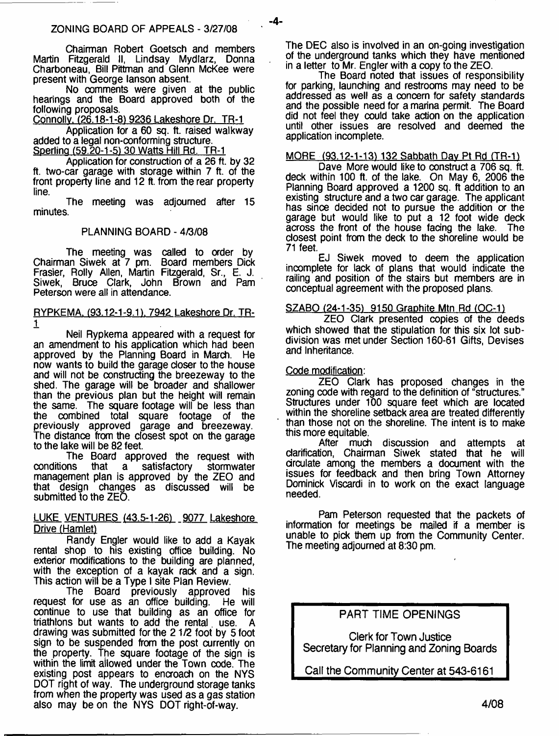## ZONING BOARD OF APPEALS - 3/27/08

Chairman Robert Goetsch and members Martin Fitzgerald II, Lindsay Mydlarz, Donna Charboneau, Bill Pittman and Glenn McKee were present with George Ianson absent.

No comments were given at the public hearings and the Board approved both of the following proposals.

Connolly, (26.18-1-8) 9236 Lakeshore Dr. TR-1

Application for a 60 sq. ft. raised walkway added to a legal non-conforming structure.

Sperling (59.20-1-5) 30 Watts Hill Rd. TR-1

Application for construction of a 26 ft. by 32 ft. two-car garage with storage within 7 ft. of the front property line and 12 ft. from the rear property line.

The meeting was adjourned after 15 minutes.

## PLANNING BOARD - 4/3/08

The meeting was called to order by Chairman Siwek at 7 pm. Board members Dick Frasier, Rolly Allen, Martin Fitzgerald, Sr., E. J. Siwek, Bruce Clark, John Brown and Pam Peterson were all in attendance.

RYPKEMA, (93.12-1-9.1), 7942 Lakeshore Dr. TR-1

Neil Rypkema appeared with a request for an amendment to his application which had been approved by the Planning Board in March. He now wants to build the garage closer to the house and will not be constructing the breezeway to the shed. The garage will be broader and shallower than the previous plan but the height will remain the same. The square footage will be less than the combined total square footage of the previously approved garage and breezeway. The distance from the closest spot on the garage to the lake will be 82 feet.

The Board approved the request with conditions that a satisfactory stormwater management plan is approved by the ZEO and that design changes as discussed will be submitted to the ZEO.

LUKE VENTURES (43.5-1-26) 9077 Lakeshore Drive (Hamlet)

Randy Engler would like to add a Kayak rental shop to his existing office building. No exterior modifications to the building are planned, with the exception of a kayak rack and a sign. This action will be a Type I site Plan Review.

The Board previously approved his request for use as an office building. He will continue to use that building as an office for triathlons but wants to add the rental use. A drawing was submitted for the 2 1/2 foot by 5 foot sign to be suspended from the post currently on the property. The square footage of the sign is within the limit allowed under the Town code. The existing post appears to encroach on the NYS DOT right of way. The underground storage tanks from when the property was used as a gas station also may be on the NYS DOT right-of-way.

The DEC also is involved in an on-going investigation of the underground tanks which they have mentioned in a letter to Mr. Engler with a copy to the ZEO.

The Board noted that issues of responsibility for parking, launching and restrooms may need to be addressed as well as a concern for safety standards and the possible need for a marina permit. The Board did not feel they could take action on the application until other issues are resolved and deemed the application incomplete.

MORE (93.12-1-13) 132 Sabbath Day Pt Rd (TR-1)

Dave More would like to construct a 706 sq. ft. deck within 100 ft. of the lake. On May 6, 2006 the Planning Board approved a 1200 sq. ft addition to an existing structure and a two car garage. The applicant has since decided not to pursue the addition or the garage but would like to put a 12 foot wide deck across the front of the house facing the lake. The closest point from the deck to the shoreline would be 71 feet.

EJ Siwek moved to deem the application incomplete for lack of plans that would indicate the railing and position of the stairs but members are in conceptual agreement with the proposed plans.

SZABO (24-1-35) 9150 Graphite Mtn Rd (OC-1)

ZEO Clark presented copies of the deeds which showed that the stipulation for this six lot subdivision was met under Section 160-61 Gifts, Devises and Inheritance.

Code modification:

ZEO Clark has proposed changes in the zoning code with regard to the definition of "structures." Structures under 100 square feet which are located within the shoreline setback area are treated differently than those not on the shoreline. The intent is to make this more equitable.

After much discussion and attempts at clarification, Chairman Siwek stated that he will circulate among the members a document with the issues for feedback and then bring Town Attorney Dominick Viscardi in to work on the exact language needed.

Pam Peterson requested that the packets of information for meetings be mailed if a member is unable to pick them up from the Community Center. The meeting adjourned at 8:30 pm.

**PART TIME OPENINGS**

Clerk for Town Justice
Secretary for Planning and Zoning Boards

Call the Community Center at 543-6161

4/08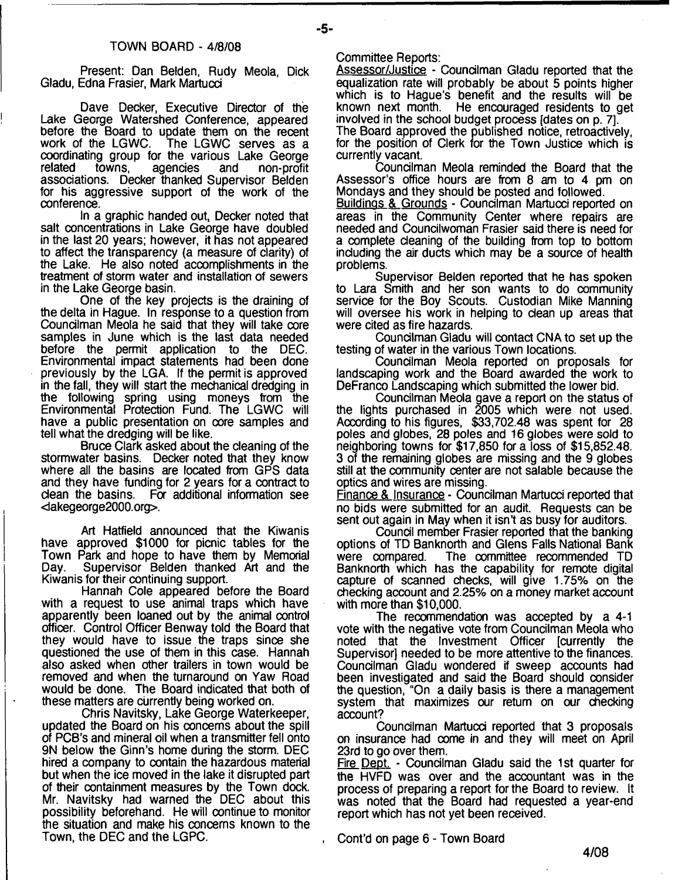## TOWN BOARD - 4/8/08

Present: Dan Belden, Rudy Meola, Dick Gladu, Edna Frasier, Mark Martucci

Dave Decker, Executive Director of the Lake George Watershed Conference, appeared before the Board to update them on the recent work of the LGWC. The LGWC serves as a coordinating group for the various Lake George related towns, agencies and non-profit associations. Decker thanked Supervisor Belden for his aggressive support of the work of the conference.

In a graphic handed out, Decker noted that salt concentrations in Lake George have doubled in the last 20 years; however, it has not appeared to affect the transparency (a measure of clarity) of the Lake. He also noted accomplishments in the treatment of storm water and installation of sewers in the Lake George basin.

One of the key projects is the draining of the delta in Hague. In response to a question from Councilman Meola he said that they will take core samples in June which is the last data needed before the permit application to the DEC. Environmental impact statements had been done previously by the LGA. If the permit is approved in the fall, they will start the mechanical dredging in the following spring using moneys from the Environmental Protection Fund. The LGWC will have a public presentation on core samples and tell what the dredging will be like.

Bruce Clark asked about the cleaning of the stormwater basins. Decker noted that they know where all the basins are located from GPS data and they have funding for 2 years for a contract to clean the basins. For additional information see <lakegeorge2000.org>.

Art Hatfield announced that the Kiwanis have approved $1000 for picnic tables for the Town Park and hope to have them by Memorial Day. Supervisor Belden thanked Art and the Kiwanis for their continuing support.

Hannah Cole appeared before the Board with a request to use animal traps which have apparently been loaned out by the animal control officer. Control Officer Benway told the Board that they would have to issue the traps since she questioned the use of them in this case. Hannah also asked when other trailers in town would be removed and when the turnaround on Yaw Road would be done. The Board indicated that both of these matters are currently being worked on.

Chris Navitsky, Lake George Waterkeeper, updated the Board on his concerns about the spill of PCB's and mineral oil when a transmitter fell onto 9N below the Ginn's home during the storm. DEC hired a company to contain the hazardous material but when the ice moved in the lake it disrupted part of their containment measures by the Town dock. Mr. Navitsky had warned the DEC about this possibility beforehand. He will continue to monitor the situation and make his concerns known to the Town, the DEC and the LGPC.

Committee Reports:

Assessor/Justice - Councilman Gladu reported that the equalization rate will probably be about 5 points higher which is to Hague's benefit and the results will be known next month. He encouraged residents to get involved in the school budget process [dates on p. 7].
The Board approved the published notice, retroactively, for the position of Clerk for the Town Justice which is currently vacant.

Councilman Meola reminded the Board that the Assessor's office hours are from 8 am to 4 pm on Mondays and they should be posted and followed.

Buildings & Grounds - Councilman Martucci reported on areas in the Community Center where repairs are needed and Councilwoman Frasier said there is need for a complete cleaning of the building from top to bottom including the air ducts which may be a source of health problems.

Supervisor Belden reported that he has spoken to Lara Smith and her son wants to do community service for the Boy Scouts. Custodian Mike Manning will oversee his work in helping to clean up areas that were cited as fire hazards.

Councilman Gladu will contact CNA to set up the testing of water in the various Town locations.

Councilman Meola reported on proposals for landscaping work and the Board awarded the work to DeFranco Landscaping which submitted the lower bid.

Councilman Meola gave a report on the status of the lights purchased in 2005 which were not used. According to his figures, $33,702.48 was spent for 28 poles and globes, 28 poles and 16 globes were sold to neighboring towns for $17,850 for a loss of $15,852.48. 3 of the remaining globes are missing and the 9 globes still at the community center are not salable because the optics and wires are missing.

Finance & Insurance - Councilman Martucci reported that no bids were submitted for an audit. Requests can be sent out again in May when it isn't as busy for auditors.

Council member Frasier reported that the banking options of TD Banknorth and Glens Falls National Bank were compared. The committee recommended TD Banknorth which has the capability for remote digital capture of scanned checks, will give 1.75% on the checking account and 2.25% on a money market account with more than $10,000.

The recommendation was accepted by a 4-1 vote with the negative vote from Councilman Meola who noted that the Investment Officer [currently the Supervisor] needed to be more attentive to the finances. Councilman Gladu wondered if sweep accounts had been investigated and said the Board should consider the question, "On a daily basis is there a management system that maximizes our return on our checking account?

Councilman Martucci reported that 3 proposals on insurance had come in and they will meet on April 23rd to go over them.

Fire Dept. - Councilman Gladu said the 1st quarter for the HVFD was over and the accountant was in the process of preparing a report for the Board to review. It was noted that the Board had requested a year-end report which has not yet been received.

Cont'd on page 6 - Town Board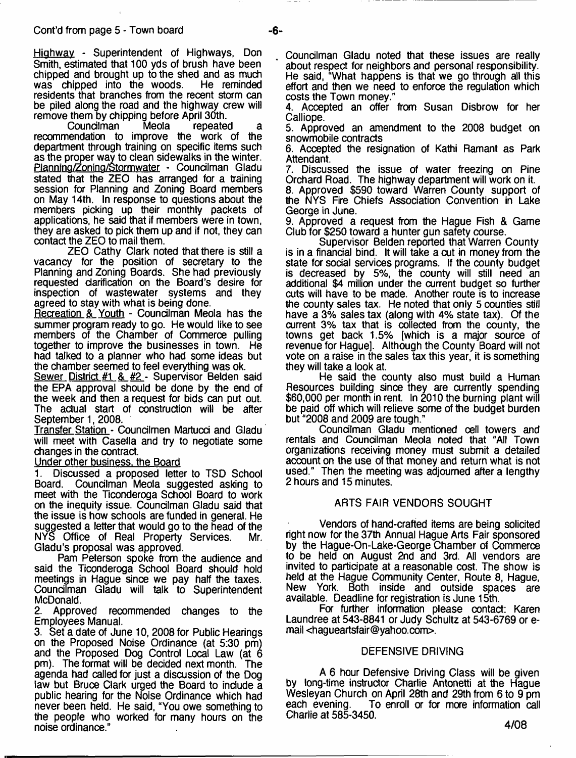Cont'd from page 5 - Town board

Highway - Superintendent of Highways, Don Smith, estimated that 100 yds of brush have been chipped and brought up to the shed and as much was chipped into the woods. He reminded residents that branches from the recent storm can be piled along the road and the highway crew will remove them by chipping before April 30th.

Councilman Meola repeated a recommendation to improve the work of the department through training on specific items such as the proper way to clean sidewalks in the winter.

Planning/Zoning/Stormwater - Councilman Gladu stated that the ZEO has arranged for a training session for Planning and Zoning Board members on May 14th. In response to questions about the members picking up their monthly packets of applications, he said that if members were in town, they are asked to pick them up and if not, they can contact the ZEO to mail them.

ZEO Cathy Clark noted that there is still a vacancy for the position of secretary to the Planning and Zoning Boards. She had previously requested clarification on the Board's desire for inspection of wastewater systems and they agreed to stay with what is being done.

Recreation & Youth - Councilman Meola has the summer program ready to go. He would like to see members of the Chamber of Commerce pulling together to improve the businesses in town. He had talked to a planner who had some ideas but the chamber seemed to feel everything was ok.

Sewer District #1 & #2 - Supervisor Belden said the EPA approval should be done by the end of the week and then a request for bids can put out. The actual start of construction will be after September 1, 2008.

Transfer Station - Councilmen Martucci and Gladu will meet with Casella and try to negotiate some changes in the contract.

Under other business, the Board

1. Discussed a proposed letter to TSD School Board. Councilman Meola suggested asking to meet with the Ticonderoga School Board to work on the inequity issue. Councilman Gladu said that the issue is how schools are funded in general. He suggested a letter that would go to the head of the NYS Office of Real Property Services. Mr. Gladu's proposal was approved.

Pam Peterson spoke from the audience and said the Ticonderoga School Board should hold meetings in Hague since we pay half the taxes. Councilman Gladu will talk to Superintendent McDonald.

2. Approved recommended changes to the Employees Manual.

3. Set a date of June 10, 2008 for Public Hearings on the Proposed Noise Ordinance (at 5:30 pm) and the Proposed Dog Control Local Law (at 6 pm). The format will be decided next month. The agenda had called for just a discussion of the Dog law but Bruce Clark urged the Board to include a public hearing for the Noise Ordinance which had never been held. He said, "You owe something to the people who worked for many hours on the noise ordinance."

Councilman Gladu noted that these issues are really about respect for neighbors and personal responsibility. He said, "What happens is that we go through all this effort and then we need to enforce the regulation which costs the Town money."

4. Accepted an offer from Susan Disbrow for her Calliope.

5. Approved an amendment to the 2008 budget on snowmobile contracts

6. Accepted the resignation of Kathi Ramant as Park Attendant.

7. Discussed the issue of water freezing on Pine Orchard Road. The highway department will work on it.

8. Approved $590 toward Warren County support of the NYS Fire Chiefs Association Convention in Lake George in June.

9. Approved a request from the Hague Fish & Game Club for $250 toward a hunter gun safety course.

Supervisor Belden reported that Warren County is in a financial bind. It will take a cut in money from the state for social services programs. If the county budget is decreased by 5%, the county will still need an additional $4 million under the current budget so further cuts will have to be made. Another route is to increase the county sales tax. He noted that only 5 counties still have a 3% sales tax (along with 4% state tax). Of the current 3% tax that is collected from the county, the towns get back 1.5% [which is a major source of revenue for Hague]. Although the County Board will not vote on a raise in the sales tax this year, it is something they will take a look at.

He said the county also must build a Human Resources building since they are currently spending $60,000 per month in rent. In 2010 the burning plant will be paid off which will relieve some of the budget burden but "2008 and 2009 are tough."

Councilman Gladu mentioned cell towers and rentals and Councilman Meola noted that "All Town organizations receiving money must submit a detailed account on the use of that money and return what is not used." Then the meeting was adjourned after a lengthy 2 hours and 15 minutes.

## ARTS FAIR VENDORS SOUGHT

Vendors of hand-crafted items are being solicited right now for the 37th Annual Hague Arts Fair sponsored by the Hague-On-Lake-George Chamber of Commerce to be held on August 2nd and 3rd. All vendors are invited to participate at a reasonable cost. The show is held at the Hague Community Center, Route 8, Hague, New York. Both inside and outside spaces are available. Deadline for registration is June 15th.

For further information please contact: Karen Laundree at 543-8841 or Judy Schultz at 543-6769 or e-mail <hagueartsfair@yahoo.com>.

## DEFENSIVE DRIVING

A 6 hour Defensive Driving Class will be given by long-time instructor Charlie Antonetti at the Hague Wesleyan Church on April 28th and 29th from 6 to 9 pm each evening. To enroll or for more information call Charlie at 585-3450.

4/08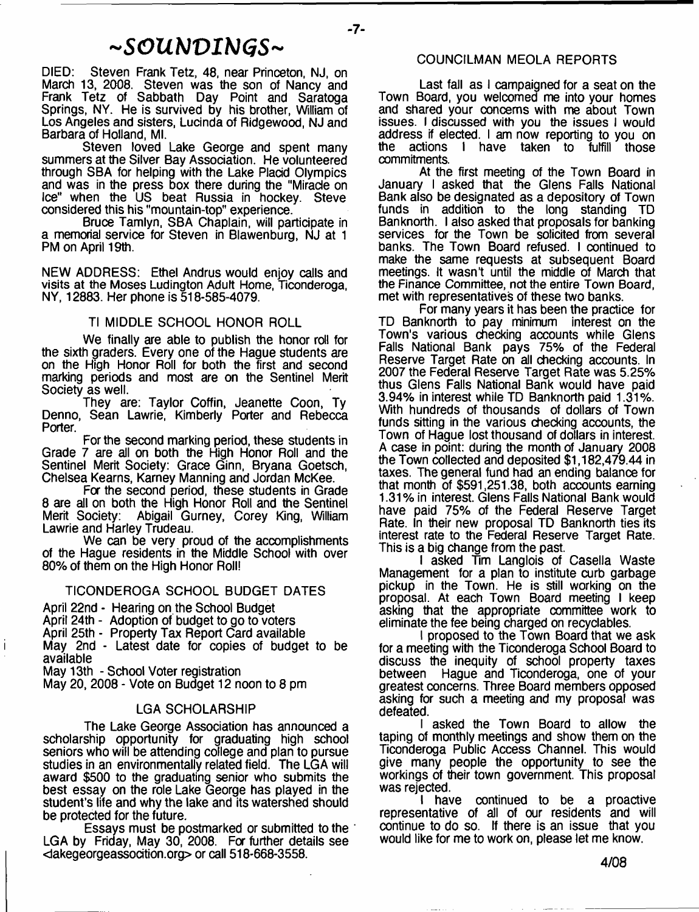# ~SOUNDINGS~

DIED: Steven Frank Tetz, 48, near Princeton, NJ, on March 13, 2008. Steven was the son of Nancy and Frank Tetz of Sabbath Day Point and Saratoga Springs, NY. He is survived by his brother, William of Los Angeles and sisters, Lucinda of Ridgewood, NJ and Barbara of Holland, MI.

Steven loved Lake George and spent many summers at the Silver Bay Association. He volunteered through SBA for helping with the Lake Placid Olympics and was in the press box there during the "Miracle on Ice" when the US beat Russia in hockey. Steve considered this his "mountain-top" experience.

Bruce Tamlyn, SBA Chaplain, will participate in a memorial service for Steven in Blawenburg, NJ at 1 PM on April 19th.

NEW ADDRESS: Ethel Andrus would enjoy calls and visits at the Moses Ludington Adult Home, Ticonderoga, NY, 12883. Her phone is 518-585-4079.

## TI MIDDLE SCHOOL HONOR ROLL

We finally are able to publish the honor roll for the sixth graders. Every one of the Hague students are on the High Honor Roll for both the first and second marking periods and most are on the Sentinel Merit Society as well.

They are: Taylor Coffin, Jeanette Coon, Ty Denno, Sean Lawrie, Kimberly Porter and Rebecca Porter.

For the second marking period, these students in Grade 7 are all on both the High Honor Roll and the Sentinel Merit Society: Grace Ginn, Bryana Goetsch, Chelsea Kearns, Karney Manning and Jordan McKee.

For the second period, these students in Grade 8 are all on both the High Honor Roll and the Sentinel Merit Society: Abigail Gurney, Corey King, William Lawrie and Harley Trudeau.

We can be very proud of the accomplishments of the Hague residents in the Middle School with over 80% of them on the High Honor Roll!

## TICONDEROGA SCHOOL BUDGET DATES

April 22nd - Hearing on the School Budget
April 24th - Adoption of budget to go to voters
April 25th - Property Tax Report Card available
May 2nd - Latest date for copies of budget to be available
May 13th - School Voter registration
May 20, 2008 - Vote on Budget 12 noon to 8 pm

## LGA SCHOLARSHIP

The Lake George Association has announced a scholarship opportunity for graduating high school seniors who will be attending college and plan to pursue studies in an environmentally related field. The LGA will award $500 to the graduating senior who submits the best essay on the role Lake George has played in the student's life and why the lake and its watershed should be protected for the future.

Essays must be postmarked or submitted to the LGA by Friday, May 30, 2008. For further details see <lakegeorgeassocition.org> or call 518-668-3558.

## COUNCILMAN MEOLA REPORTS

Last fall as I campaigned for a seat on the Town Board, you welcomed me into your homes and shared your concerns with me about Town issues. I discussed with you the issues I would address if elected. I am now reporting to you on the actions I have taken to fulfill those commitments.

At the first meeting of the Town Board in January I asked that the Glens Falls National Bank also be designated as a depository of Town funds in addition to the long standing TD Banknorth. I also asked that proposals for banking services for the Town be solicited from several banks. The Town Board refused. I continued to make the same requests at subsequent Board meetings. It wasn't until the middle of March that the Finance Committee, not the entire Town Board, met with representatives of these two banks.

For many years it has been the practice for TD Banknorth to pay minimum interest on the Town's various checking accounts while Glens Falls National Bank pays 75% of the Federal Reserve Target Rate on all checking accounts. In 2007 the Federal Reserve Target Rate was 5.25% thus Glens Falls National Bank would have paid 3.94% in interest while TD Banknorth paid 1.31%. With hundreds of thousands of dollars of Town funds sitting in the various checking accounts, the Town of Hague lost thousand of dollars in interest. A case in point: during the month of January 2008 the Town collected and deposited $1,182,479.44 in taxes. The general fund had an ending balance for that month of $591,251.38, both accounts earning 1.31% in interest. Glens Falls National Bank would have paid 75% of the Federal Reserve Target Rate. In their new proposal TD Banknorth ties its interest rate to the Federal Reserve Target Rate. This is a big change from the past.

I asked Tim Langlois of Casella Waste Management for a plan to institute curb garbage pickup in the Town. He is still working on the proposal. At each Town Board meeting I keep asking that the appropriate committee work to eliminate the fee being charged on recyclables.

I proposed to the Town Board that we ask for a meeting with the Ticonderoga School Board to discuss the inequity of school property taxes between Hague and Ticonderoga, one of your greatest concerns. Three Board members opposed asking for such a meeting and my proposal was defeated.

I asked the Town Board to allow the taping of monthly meetings and show them on the Ticonderoga Public Access Channel. This would give many people the opportunity to see the workings of their town government. This proposal was rejected.

I have continued to be a proactive representative of all of our residents and will continue to do so. If there is an issue that you would like for me to work on, please let me know.

4/08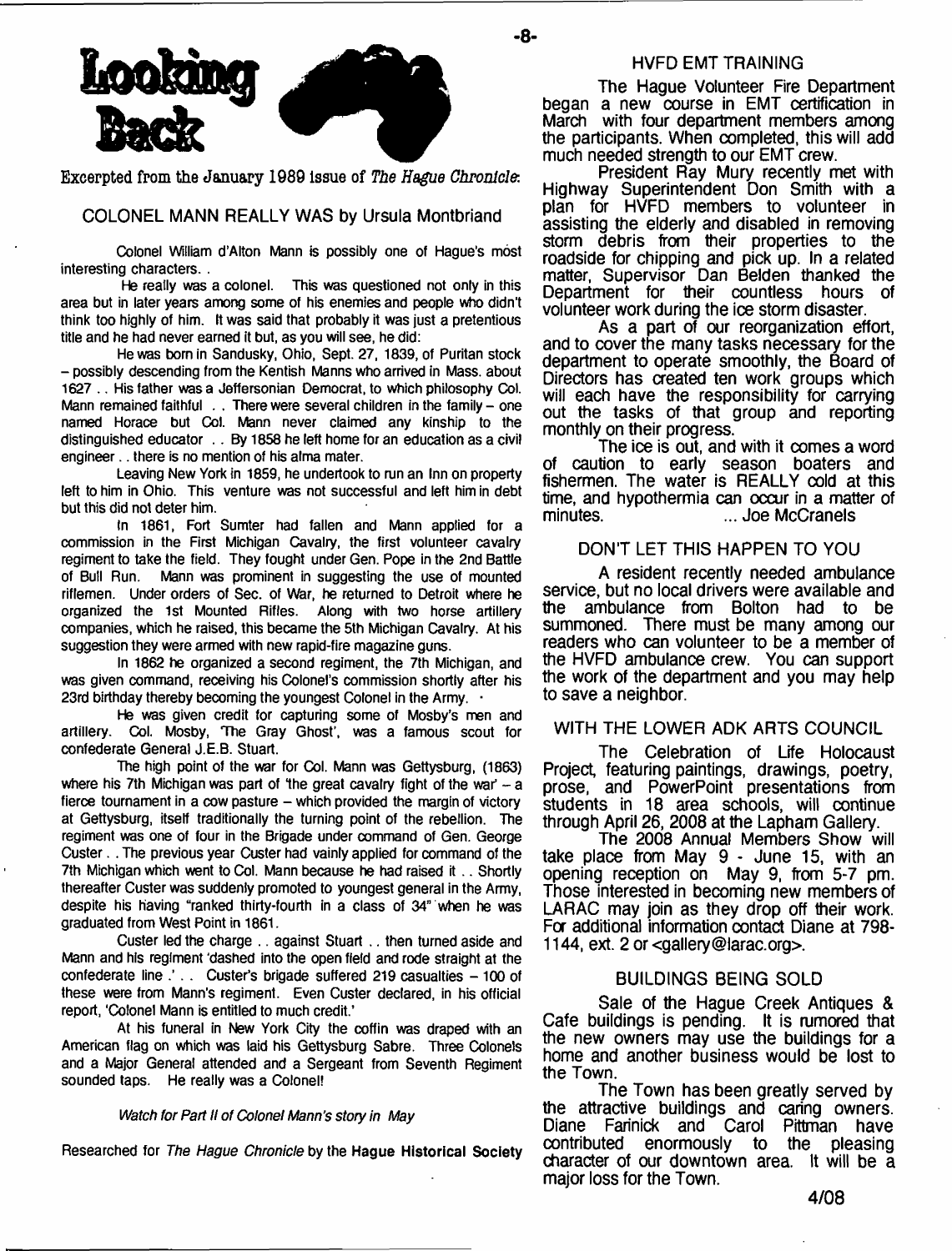# Looking Back

Excerpted from the January 1989 issue of *The Hague Chronicle*:

## COLONEL MANN REALLY WAS by Ursula Montbriand

Colonel William d'Alton Mann is possibly one of Hague's most interesting characters. .

He really was a colonel. This was questioned not only in this area but in later years among some of his enemies and people who didn't think too highly of him. It was said that probably it was just a pretentious title and he had never earned it but, as you will see, he did:

He was born in Sandusky, Ohio, Sept. 27, 1839, of Puritan stock – possibly descending from the Kentish Manns who arrived in Mass. about 1627 . . His father was a Jeffersonian Democrat, to which philosophy Col. Mann remained faithful . . There were several children in the family – one named Horace but Col. Mann never claimed any kinship to the distinguished educator . . By 1858 he left home for an education as a civil engineer . . there is no mention of his alma mater.

Leaving New York in 1859, he undertook to run an Inn on property left to him in Ohio. This venture was not successful and left him in debt but this did not deter him.

In 1861, Fort Sumter had fallen and Mann applied for a commission in the First Michigan Cavalry, the first volunteer cavalry regiment to take the field. They fought under Gen. Pope in the 2nd Battle of Bull Run. Mann was prominent in suggesting the use of mounted riflemen. Under orders of Sec. of War, he returned to Detroit where he organized the 1st Mounted Rifles. Along with two horse artillery companies, which he raised, this became the 5th Michigan Cavalry. At his suggestion they were armed with new rapid-fire magazine guns.

In 1862 he organized a second regiment, the 7th Michigan, and was given command, receiving his Colonel's commission shortly after his 23rd birthday thereby becoming the youngest Colonel in the Army.

He was given credit for capturing some of Mosby's men and artillery. Col. Mosby, 'The Gray Ghost', was a famous scout for confederate General J.E.B. Stuart.

The high point of the war for Col. Mann was Gettysburg, (1863) where his 7th Michigan was part of 'the great cavalry fight of the war' – a fierce tournament in a cow pasture – which provided the margin of victory at Gettysburg, itself traditionally the turning point of the rebellion. The regiment was one of four in the Brigade under command of Gen. George Custer . . The previous year Custer had vainly applied for command of the 7th Michigan which went to Col. Mann because he had raised it . . Shortly thereafter Custer was suddenly promoted to youngest general in the Army, despite his having "ranked thirty-fourth in a class of 34" when he was graduated from West Point in 1861.

Custer led the charge . . against Stuart . . then turned aside and Mann and his regiment 'dashed into the open field and rode straight at the confederate line .' . . Custer's brigade suffered 219 casualties – 100 of these were from Mann's regiment. Even Custer declared, in his official report, 'Colonel Mann is entitled to much credit.'

At his funeral in New York City the coffin was draped with an American flag on which was laid his Gettysburg Sabre. Three Colonels and a Major General attended and a Sergeant from Seventh Regiment sounded taps. He really was a Colonel!

*Watch for Part II of Colonel Mann's story in May*

Researched for *The Hague Chronicle* by the **Hague Historical Society**

## HVFD EMT TRAINING

The Hague Volunteer Fire Department began a new course in EMT certification in March with four department members among the participants. When completed, this will add much needed strength to our EMT crew.

President Ray Mury recently met with Highway Superintendent Don Smith with a plan for HVFD members to volunteer in assisting the elderly and disabled in removing storm debris from their properties to the roadside for chipping and pick up. In a related matter, Supervisor Dan Belden thanked the Department for their countless hours of volunteer work during the ice storm disaster.

As a part of our reorganization effort, and to cover the many tasks necessary for the department to operate smoothly, the Board of Directors has created ten work groups which will each have the responsibility for carrying out the tasks of that group and reporting monthly on their progress.

The ice is out, and with it comes a word of caution to early season boaters and fishermen. The water is REALLY cold at this time, and hypothermia can occur in a matter of minutes. ... Joe McCranels

## DON'T LET THIS HAPPEN TO YOU

A resident recently needed ambulance service, but no local drivers were available and the ambulance from Bolton had to be summoned. There must be many among our readers who can volunteer to be a member of the HVFD ambulance crew. You can support the work of the department and you may help to save a neighbor.

## WITH THE LOWER ADK ARTS COUNCIL

The Celebration of Life Holocaust Project, featuring paintings, drawings, poetry, prose, and PowerPoint presentations from students in 18 area schools, will continue through April 26, 2008 at the Lapham Gallery.

The 2008 Annual Members Show will take place from May 9 - June 15, with an opening reception on May 9, from 5-7 pm. Those interested in becoming new members of LARAC may join as they drop off their work. For additional information contact Diane at 798-1144, ext. 2 or <gallery@larac.org>.

## BUILDINGS BEING SOLD

Sale of the Hague Creek Antiques & Cafe buildings is pending. It is rumored that the new owners may use the buildings for a home and another business would be lost to the Town.

The Town has been greatly served by the attractive buildings and caring owners. Diane Farinick and Carol Pittman have contributed enormously to the pleasing character of our downtown area. It will be a major loss for the Town.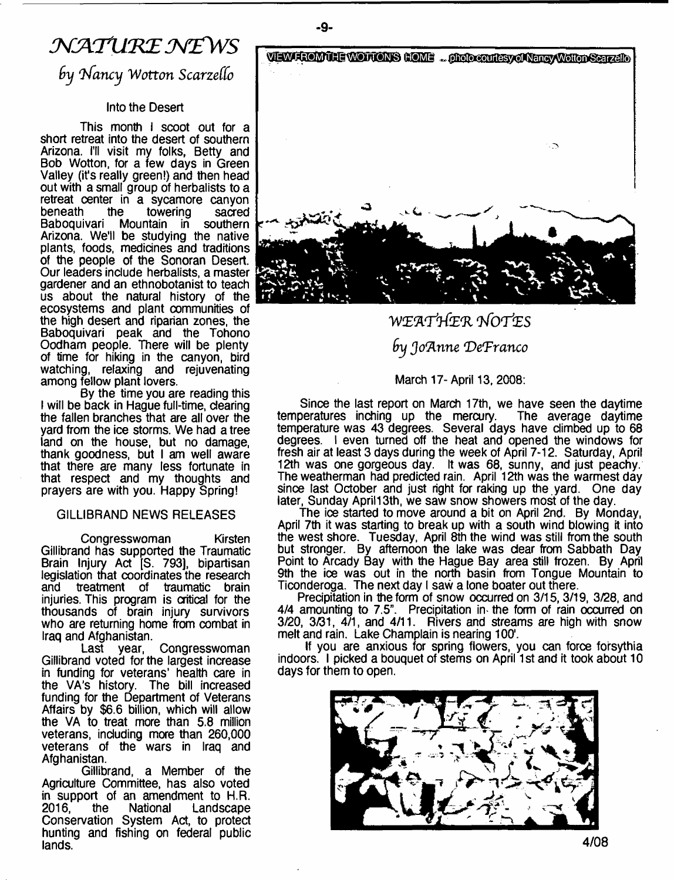# NATURE NEWS

*by Nancy Wotton Scarzello*

### Into the Desert

This month I scoot out for a short retreat into the desert of southern Arizona. I'll visit my folks, Betty and Bob Wotton, for a few days in Green Valley (it's really green!) and then head out with a small group of herbalists to a retreat center in a sycamore canyon beneath the towering sacred Baboquivari Mountain in southern Arizona. We'll be studying the native plants, foods, medicines and traditions of the people of the Sonoran Desert. Our leaders include herbalists, a master gardener and an ethnobotanist to teach us about the natural history of the ecosystems and plant communities of the high desert and riparian zones, the Baboquivari peak and the Tohono Oodham people. There will be plenty of time for hiking in the canyon, bird watching, relaxing and rejuvenating among fellow plant lovers.

By the time you are reading this I will be back in Hague full-time, clearing the fallen branches that are all over the yard from the ice storms. We had a tree land on the house, but no damage, thank goodness, but I am well aware that there are many less fortunate in that respect and my thoughts and prayers are with you. Happy Spring!

### GILLIBRAND NEWS RELEASES

Congresswoman Kirsten Gillibrand has supported the Traumatic Brain Injury Act [S. 793], bipartisan legislation that coordinates the research and treatment of traumatic brain injuries. This program is critical for the thousands of brain injury survivors who are returning home from combat in Iraq and Afghanistan.

Last year, Congresswoman Gillibrand voted for the largest increase in funding for veterans' health care in the VA's history. The bill increased funding for the Department of Veterans Affairs by $6.6 billion, which will allow the VA to treat more than 5.8 million veterans, including more than 260,000 veterans of the wars in Iraq and Afghanistan.

Gillibrand, a Member of the Agriculture Committee, has also voted in support of an amendment to H.R. 2016, the National Landscape Conservation System Act, to protect hunting and fishing on federal public lands.

VIEW FROM THE WOTTON'S HOME ... photo courtesy of Nancy Wotton Scarzello

# WEATHER NOTES

*by JoAnne DeFranco*

March 17- April 13, 2008:

Since the last report on March 17th, we have seen the daytime temperatures inching up the mercury. The average daytime temperature was 43 degrees. Several days have climbed up to 68 degrees. I even turned off the heat and opened the windows for fresh air at least 3 days during the week of April 7-12. Saturday, April 12th was one gorgeous day. It was 68, sunny, and just peachy. The weatherman had predicted rain. April 12th was the warmest day since last October and just right for raking up the yard. One day later, Sunday April13th, we saw snow showers most of the day.

The ice started to move around a bit on April 2nd. By Monday, April 7th it was starting to break up with a south wind blowing it into the west shore. Tuesday, April 8th the wind was still from the south but stronger. By afternoon the lake was clear from Sabbath Day Point to Arcady Bay with the Hague Bay area still frozen. By April 9th the ice was out in the north basin from Tongue Mountain to Ticonderoga. The next day I saw a lone boater out there.

Precipitation in the form of snow occurred on 3/15, 3/19, 3/28, and 4/4 amounting to 7.5". Precipitation in the form of rain occurred on 3/20, 3/31, 4/1, and 4/11. Rivers and streams are high with snow melt and rain. Lake Champlain is nearing 100'.

If you are anxious for spring flowers, you can force forsythia indoors. I picked a bouquet of stems on April 1st and it took about 10 days for them to open.

4/08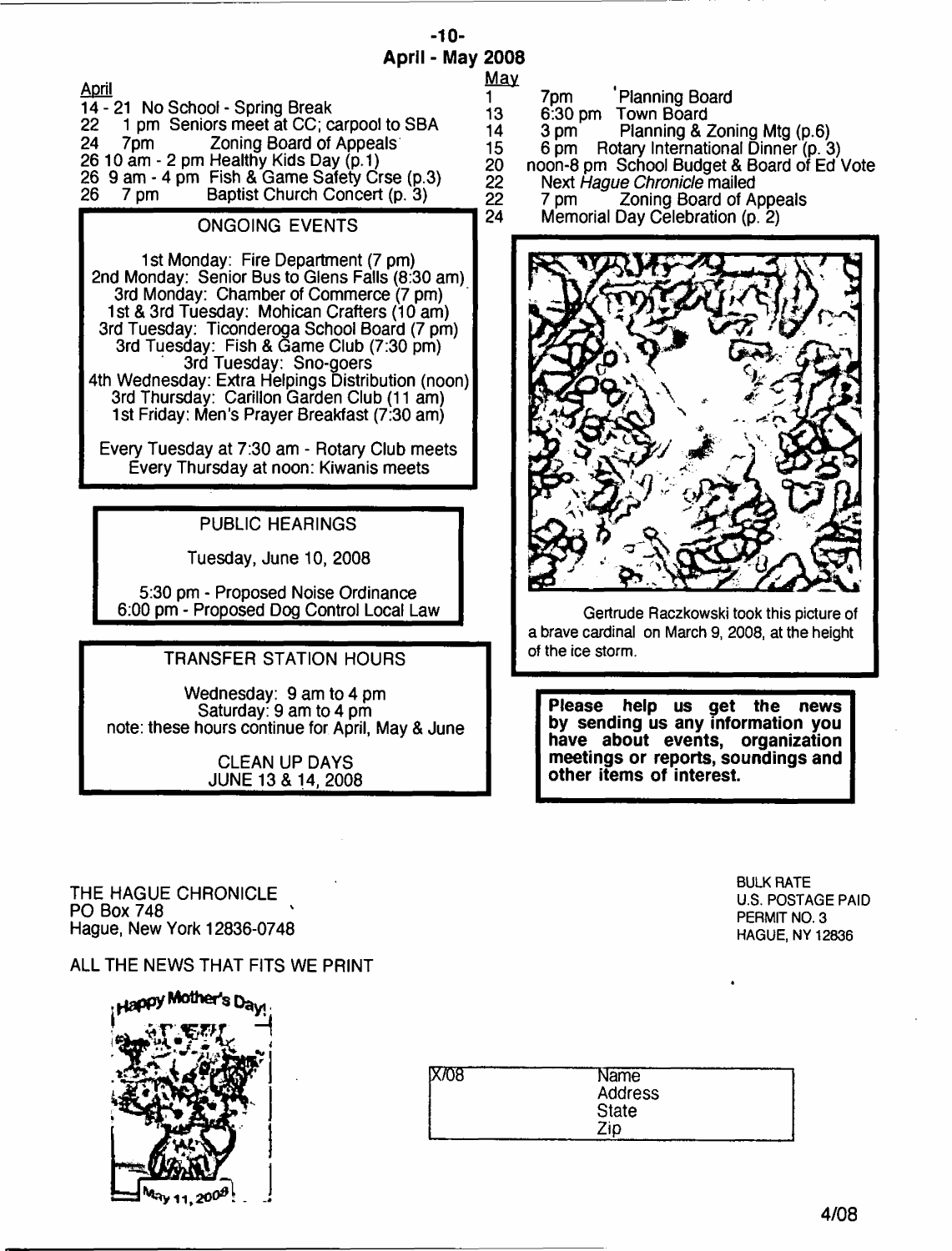# April - May 2008

**April**

14 - 21 No School - Spring Break
22 1 pm Seniors meet at CC; carpool to SBA
24 7pm Zoning Board of Appeals
26 10 am - 2 pm Healthy Kids Day (p.1)
26 9 am - 4 pm Fish & Game Safety Crse (p.3)
26 7 pm Baptist Church Concert (p. 3)

**May**

1 7pm Planning Board
13 6:30 pm Town Board
14 3 pm Planning & Zoning Mtg (p.6)
15 6 pm Rotary International Dinner (p. 3)
20 noon-8 pm School Budget & Board of Ed Vote
22 Next *Hague Chronicle* mailed
22 7 pm Zoning Board of Appeals
24 Memorial Day Celebration (p. 2)

## ONGOING EVENTS

1st Monday: Fire Department (7 pm)
2nd Monday: Senior Bus to Glens Falls (8:30 am)
3rd Monday: Chamber of Commerce (7 pm)
1st & 3rd Tuesday: Mohican Crafters (10 am)
3rd Tuesday: Ticonderoga School Board (7 pm)
3rd Tuesday: Fish & Game Club (7:30 pm)
3rd Tuesday: Sno-goers
4th Wednesday: Extra Helpings Distribution (noon)
3rd Thursday: Carillon Garden Club (11 am)
1st Friday: Men's Prayer Breakfast (7:30 am)

Every Tuesday at 7:30 am - Rotary Club meets
Every Thursday at noon: Kiwanis meets

Gertrude Raczkowski took this picture of a brave cardinal on March 9, 2008, at the height of the ice storm.

## PUBLIC HEARINGS

Tuesday, June 10, 2008

5:30 pm - Proposed Noise Ordinance
6:00 pm - Proposed Dog Control Local Law

## TRANSFER STATION HOURS

Wednesday: 9 am to 4 pm
Saturday: 9 am to 4 pm
note: these hours continue for April, May & June

CLEAN UP DAYS
JUNE 13 & 14, 2008

**Please help us get the news by sending us any information you have about events, organization meetings or reports, soundings and other items of interest.**

THE HAGUE CHRONICLE
PO Box 748
Hague, New York 12836-0748

ALL THE NEWS THAT FITS WE PRINT

BULK RATE
U.S. POSTAGE PAID
PERMIT NO. 3
HAGUE, NY 12836

Happy Mother's Day!
May 11, 2008

X/08 Name
Address
State
Zip

4/08